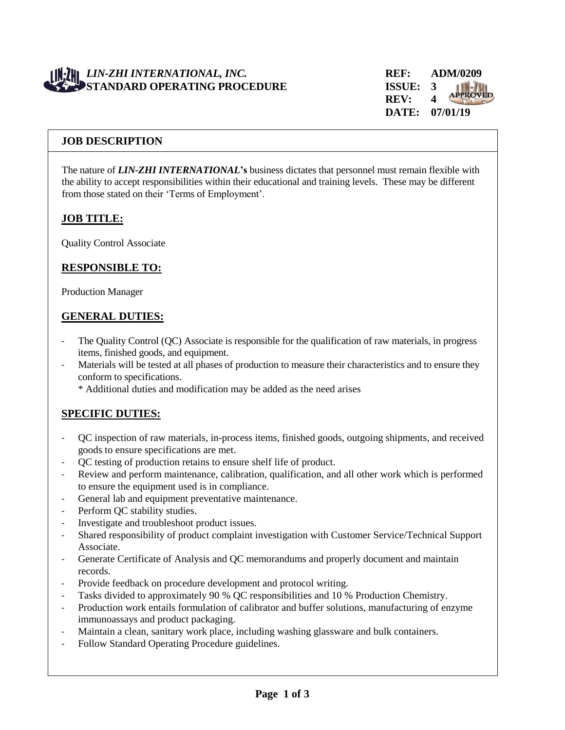*LIN-ZHI INTERNATIONAL, INC.*
**STANDARD OPERATING PROCEDURE**

**REF: ADM/0209**
**ISSUE: 3**
**REV: 4**
**DATE: 07/01/19**

## JOB DESCRIPTION

The nature of ***LIN-ZHI INTERNATIONAL*'s** business dictates that personnel must remain flexible with the ability to accept responsibilities within their educational and training levels. These may be different from those stated on their 'Terms of Employment'.

### JOB TITLE:

Quality Control Associate

### RESPONSIBLE TO:

Production Manager

### GENERAL DUTIES:

- The Quality Control (QC) Associate is responsible for the qualification of raw materials, in progress items, finished goods, and equipment.
- Materials will be tested at all phases of production to measure their characteristics and to ensure they conform to specifications.
  * Additional duties and modification may be added as the need arises

### SPECIFIC DUTIES:

- QC inspection of raw materials, in-process items, finished goods, outgoing shipments, and received goods to ensure specifications are met.
- QC testing of production retains to ensure shelf life of product.
- Review and perform maintenance, calibration, qualification, and all other work which is performed to ensure the equipment used is in compliance.
- General lab and equipment preventative maintenance.
- Perform QC stability studies.
- Investigate and troubleshoot product issues.
- Shared responsibility of product complaint investigation with Customer Service/Technical Support Associate.
- Generate Certificate of Analysis and QC memorandums and properly document and maintain records.
- Provide feedback on procedure development and protocol writing.
- Tasks divided to approximately 90 % QC responsibilities and 10 % Production Chemistry.
- Production work entails formulation of calibrator and buffer solutions, manufacturing of enzyme immunoassays and product packaging.
- Maintain a clean, sanitary work place, including washing glassware and bulk containers.
- Follow Standard Operating Procedure guidelines.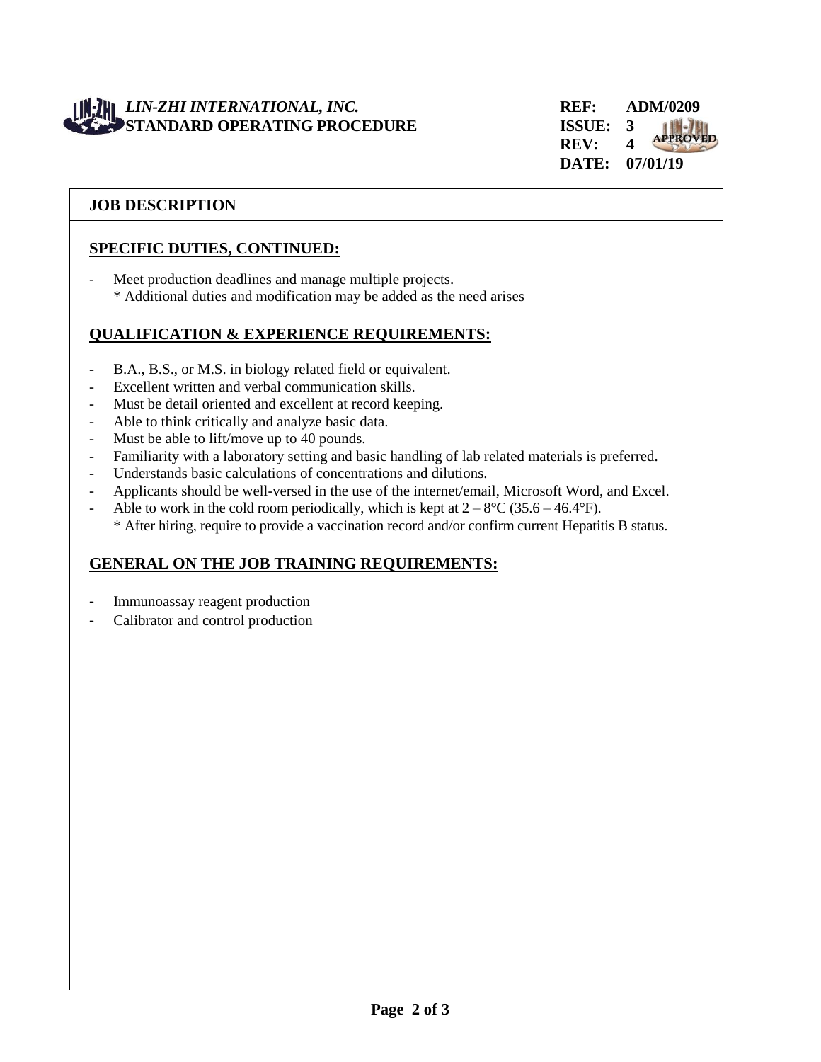## JOB DESCRIPTION

### SPECIFIC DUTIES, CONTINUED:

- Meet production deadlines and manage multiple projects.
  * Additional duties and modification may be added as the need arises

### QUALIFICATION & EXPERIENCE REQUIREMENTS:

- B.A., B.S., or M.S. in biology related field or equivalent.
- Excellent written and verbal communication skills.
- Must be detail oriented and excellent at record keeping.
- Able to think critically and analyze basic data.
- Must be able to lift/move up to 40 pounds.
- Familiarity with a laboratory setting and basic handling of lab related materials is preferred.
- Understands basic calculations of concentrations and dilutions.
- Applicants should be well-versed in the use of the internet/email, Microsoft Word, and Excel.
- Able to work in the cold room periodically, which is kept at 2 – 8°C (35.6 – 46.4°F).
  * After hiring, require to provide a vaccination record and/or confirm current Hepatitis B status.

### GENERAL ON THE JOB TRAINING REQUIREMENTS:

- Immunoassay reagent production
- Calibrator and control production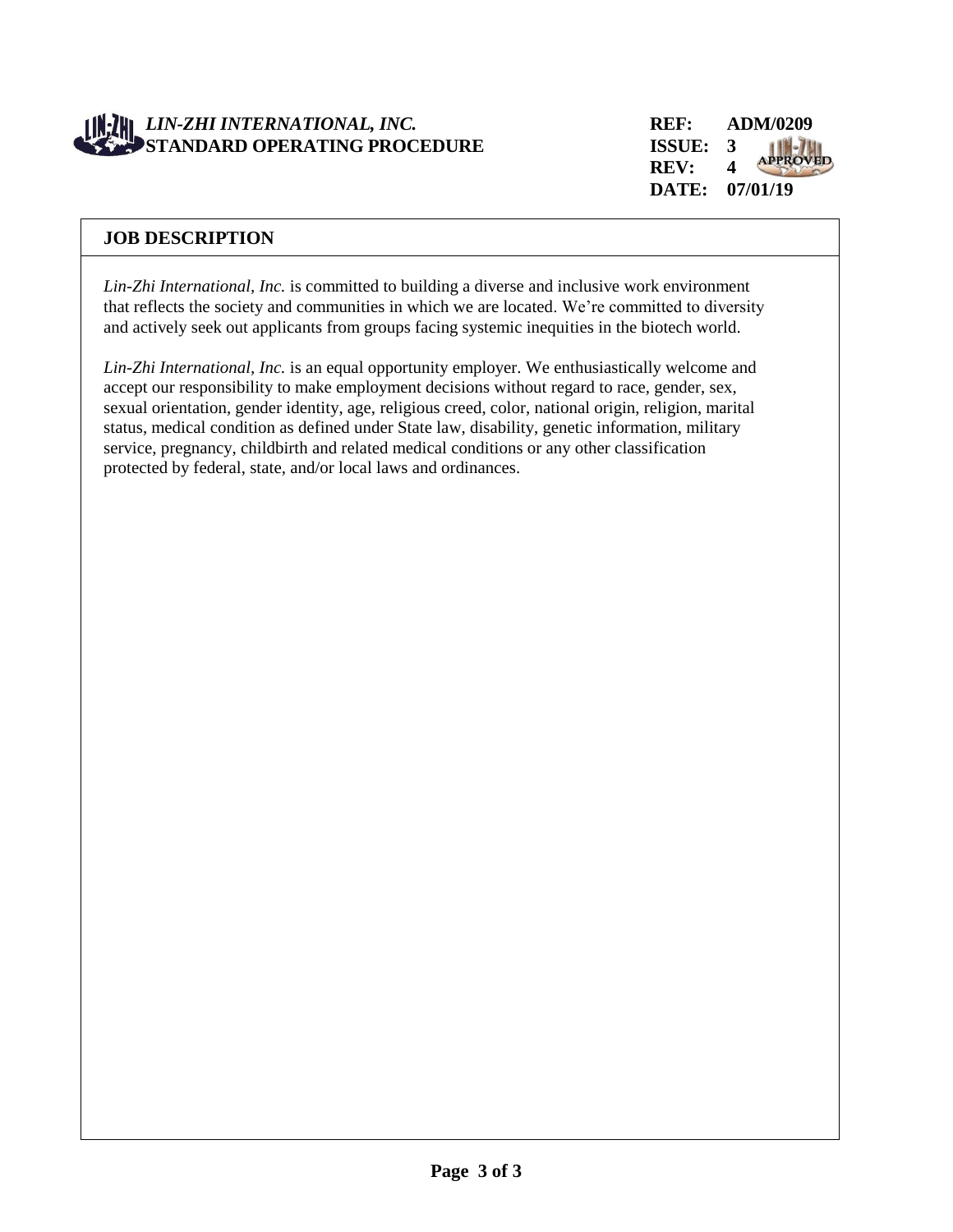## JOB DESCRIPTION

*Lin-Zhi International, Inc.* is committed to building a diverse and inclusive work environment that reflects the society and communities in which we are located. We're committed to diversity and actively seek out applicants from groups facing systemic inequities in the biotech world.

*Lin-Zhi International, Inc.* is an equal opportunity employer. We enthusiastically welcome and accept our responsibility to make employment decisions without regard to race, gender, sex, sexual orientation, gender identity, age, religious creed, color, national origin, religion, marital status, medical condition as defined under State law, disability, genetic information, military service, pregnancy, childbirth and related medical conditions or any other classification protected by federal, state, and/or local laws and ordinances.